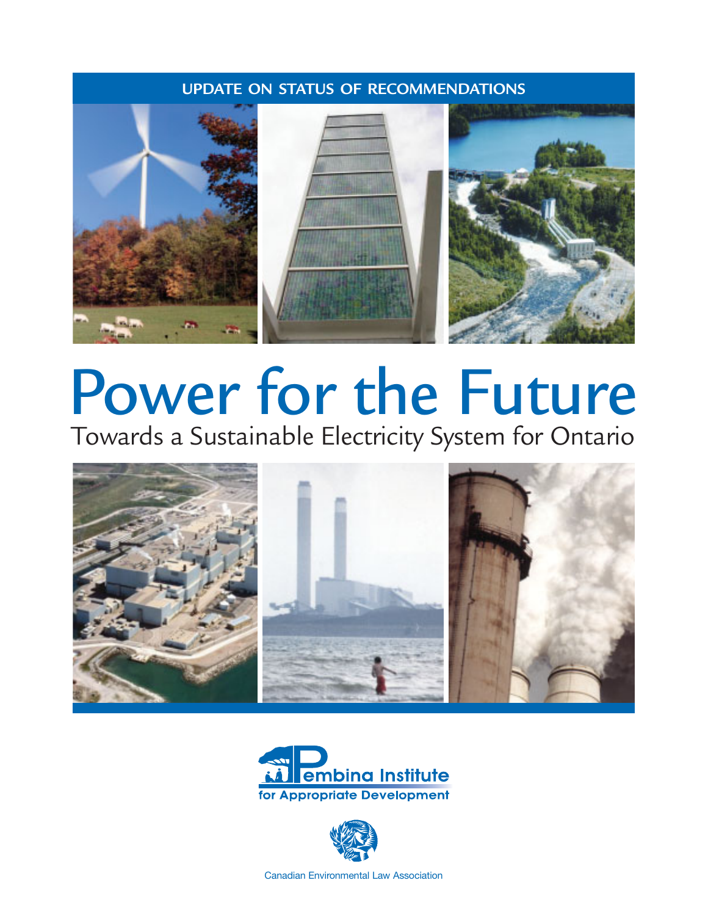UPDATE ON STATUS OF RECOMMENDATIONS

# Power for the Future

## Towards a Sustainable Electricity System for Ontario

Pembina Institute for Appropriate Development

Canadian Environmental Law Association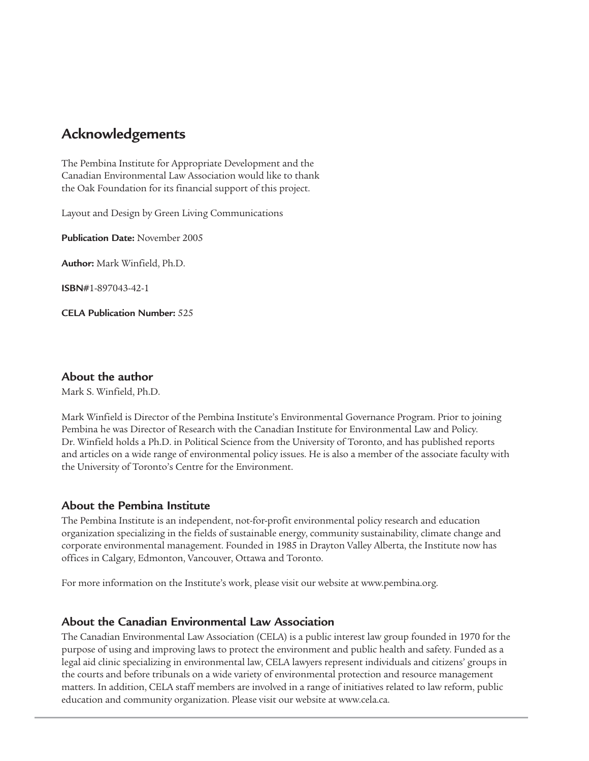## Acknowledgements

The Pembina Institute for Appropriate Development and the Canadian Environmental Law Association would like to thank the Oak Foundation for its financial support of this project.

Layout and Design by Green Living Communications

**Publication Date:** November 2005

**Author:** Mark Winfield, Ph.D.

**ISBN#**1-897043-42-1

**CELA Publication Number:** 525

### About the author

Mark S. Winfield, Ph.D.

Mark Winfield is Director of the Pembina Institute's Environmental Governance Program. Prior to joining Pembina he was Director of Research with the Canadian Institute for Environmental Law and Policy. Dr. Winfield holds a Ph.D. in Political Science from the University of Toronto, and has published reports and articles on a wide range of environmental policy issues. He is also a member of the associate faculty with the University of Toronto's Centre for the Environment.

### About the Pembina Institute

The Pembina Institute is an independent, not-for-profit environmental policy research and education organization specializing in the fields of sustainable energy, community sustainability, climate change and corporate environmental management. Founded in 1985 in Drayton Valley Alberta, the Institute now has offices in Calgary, Edmonton, Vancouver, Ottawa and Toronto.

For more information on the Institute's work, please visit our website at www.pembina.org.

### About the Canadian Environmental Law Association

The Canadian Environmental Law Association (CELA) is a public interest law group founded in 1970 for the purpose of using and improving laws to protect the environment and public health and safety. Funded as a legal aid clinic specializing in environmental law, CELA lawyers represent individuals and citizens' groups in the courts and before tribunals on a wide variety of environmental protection and resource management matters. In addition, CELA staff members are involved in a range of initiatives related to law reform, public education and community organization. Please visit our website at www.cela.ca.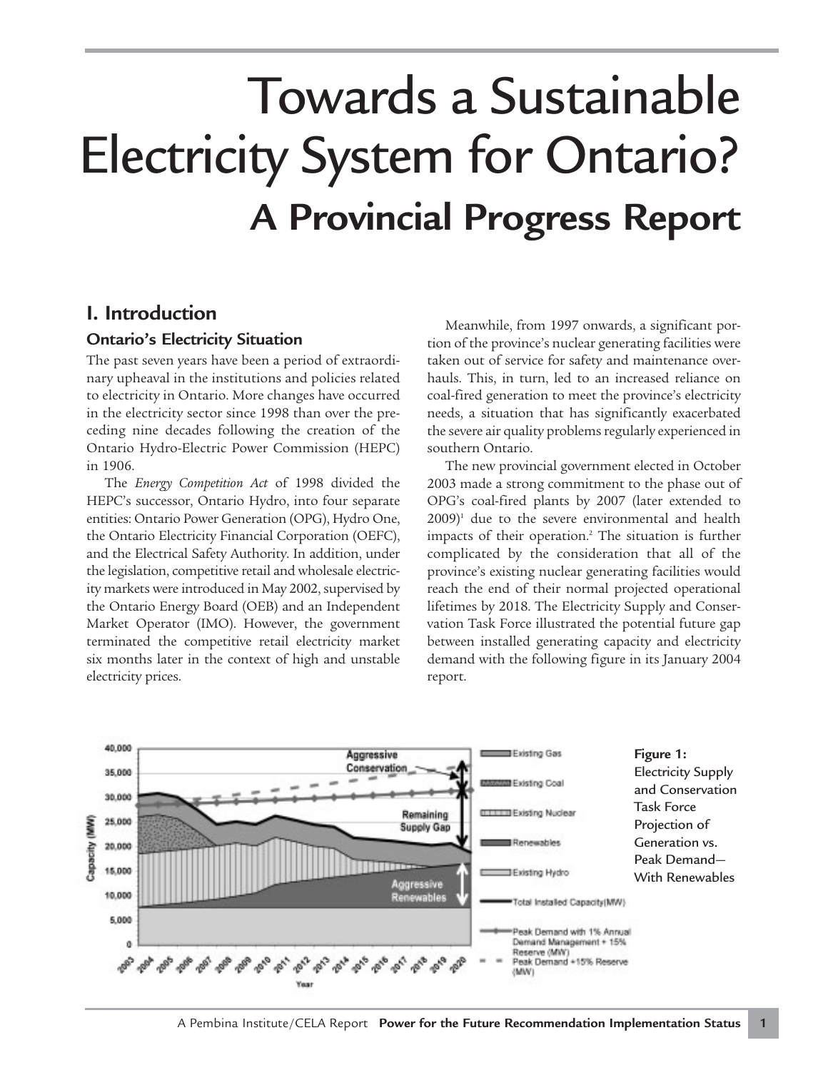# Towards a Sustainable Electricity System for Ontario?

## A Provincial Progress Report

## I. Introduction

### Ontario's Electricity Situation

The past seven years have been a period of extraordinary upheaval in the institutions and policies related to electricity in Ontario. More changes have occurred in the electricity sector since 1998 than over the preceding nine decades following the creation of the Ontario Hydro-Electric Power Commission (HEPC) in 1906.

The *Energy Competition Act* of 1998 divided the HEPC's successor, Ontario Hydro, into four separate entities: Ontario Power Generation (OPG), Hydro One, the Ontario Electricity Financial Corporation (OEFC), and the Electrical Safety Authority. In addition, under the legislation, competitive retail and wholesale electricity markets were introduced in May 2002, supervised by the Ontario Energy Board (OEB) and an Independent Market Operator (IMO). However, the government terminated the competitive retail electricity market six months later in the context of high and unstable electricity prices.

Meanwhile, from 1997 onwards, a significant portion of the province's nuclear generating facilities were taken out of service for safety and maintenance overhauls. This, in turn, led to an increased reliance on coal-fired generation to meet the province's electricity needs, a situation that has significantly exacerbated the severe air quality problems regularly experienced in southern Ontario.

The new provincial government elected in October 2003 made a strong commitment to the phase out of OPG's coal-fired plants by 2007 (later extended to 2009)[1] due to the severe environmental and health impacts of their operation.[2] The situation is further complicated by the consideration that all of the province's existing nuclear generating facilities would reach the end of their normal projected operational lifetimes by 2018. The Electricity Supply and Conservation Task Force illustrated the potential future gap between installed generating capacity and electricity demand with the following figure in its January 2004 report.

Capacity (MW)
40,000
35,000
30,000
25,000
20,000
15,000
10,000
5,000
0
2003 2004 2005 2006 2007 2008 2009 2010 2011 2012 2013 2014 2015 2016 2017 2018 2019 2020
Year
Aggressive Conservation
Remaining Supply Gap
Aggressive Renewables
Existing Gas
Existing Coal
Existing Nuclear
Renewables
Existing Hydro
Total Installed Capacity(MW)
Peak Demand with 1% Annual Demand Management + 15% Reserve (MW)
Peak Demand +15% Reserve (MW)

**Figure 1:** Electricity Supply and Conservation Task Force Projection of Generation vs. Peak Demand—With Renewables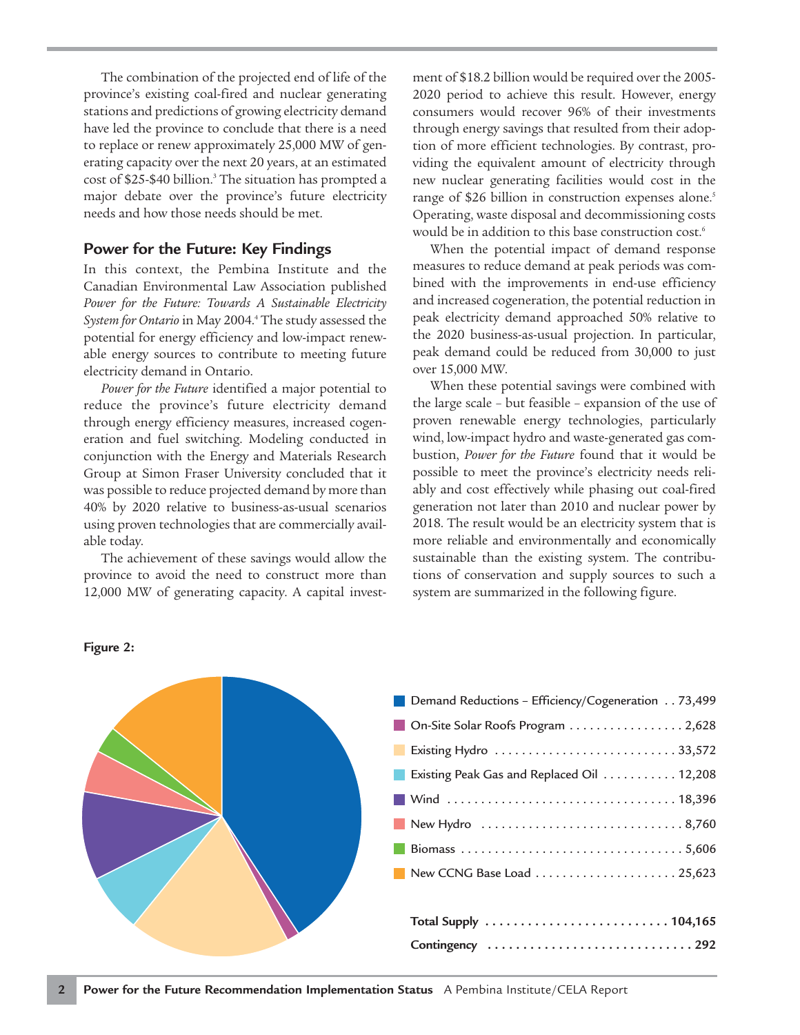The combination of the projected end of life of the province's existing coal-fired and nuclear generating stations and predictions of growing electricity demand have led the province to conclude that there is a need to replace or renew approximately 25,000 MW of generating capacity over the next 20 years, at an estimated cost of $25-$40 billion.[3] The situation has prompted a major debate over the province's future electricity needs and how those needs should be met.

## Power for the Future: Key Findings

In this context, the Pembina Institute and the Canadian Environmental Law Association published *Power for the Future: Towards A Sustainable Electricity System for Ontario* in May 2004.[4] The study assessed the potential for energy efficiency and low-impact renewable energy sources to contribute to meeting future electricity demand in Ontario.

*Power for the Future* identified a major potential to reduce the province's future electricity demand through energy efficiency measures, increased cogeneration and fuel switching. Modeling conducted in conjunction with the Energy and Materials Research Group at Simon Fraser University concluded that it was possible to reduce projected demand by more than 40% by 2020 relative to business-as-usual scenarios using proven technologies that are commercially available today.

The achievement of these savings would allow the province to avoid the need to construct more than 12,000 MW of generating capacity. A capital investment of $18.2 billion would be required over the 2005-2020 period to achieve this result. However, energy consumers would recover 96% of their investments through energy savings that resulted from their adoption of more efficient technologies. By contrast, providing the equivalent amount of electricity through new nuclear generating facilities would cost in the range of $26 billion in construction expenses alone.[5] Operating, waste disposal and decommissioning costs would be in addition to this base construction cost.[6]

When the potential impact of demand response measures to reduce demand at peak periods was combined with the improvements in end-use efficiency and increased cogeneration, the potential reduction in peak electricity demand approached 50% relative to the 2020 business-as-usual projection. In particular, peak demand could be reduced from 30,000 to just over 15,000 MW.

When these potential savings were combined with the large scale – but feasible – expansion of the use of proven renewable energy technologies, particularly wind, low-impact hydro and waste-generated gas combustion, *Power for the Future* found that it would be possible to meet the province's electricity needs reliably and cost effectively while phasing out coal-fired generation not later than 2010 and nuclear power by 2018. The result would be an electricity system that is more reliable and environmentally and economically sustainable than the existing system. The contributions of conservation and supply sources to such a system are summarized in the following figure.

**Figure 2:**

Demand Reductions – Efficiency/Cogeneration . . 73,499
On-Site Solar Roofs Program . . . . . . . . . . . . . . . . . 2,628
Existing Hydro . . . . . . . . . . . . . . . . . . . . . . . . . . 33,572
Existing Peak Gas and Replaced Oil . . . . . . . . . . . 12,208
Wind . . . . . . . . . . . . . . . . . . . . . . . . . . . . . . . . . 18,396
New Hydro . . . . . . . . . . . . . . . . . . . . . . . . . . . . . 8,760
Biomass . . . . . . . . . . . . . . . . . . . . . . . . . . . . . . . . 5,606
New CCNG Base Load . . . . . . . . . . . . . . . . . . . . . 25,623

**Total Supply . . . . . . . . . . . . . . . . . . . . . . . . . . 104,165**
**Contingency . . . . . . . . . . . . . . . . . . . . . . . . . . . . . 292**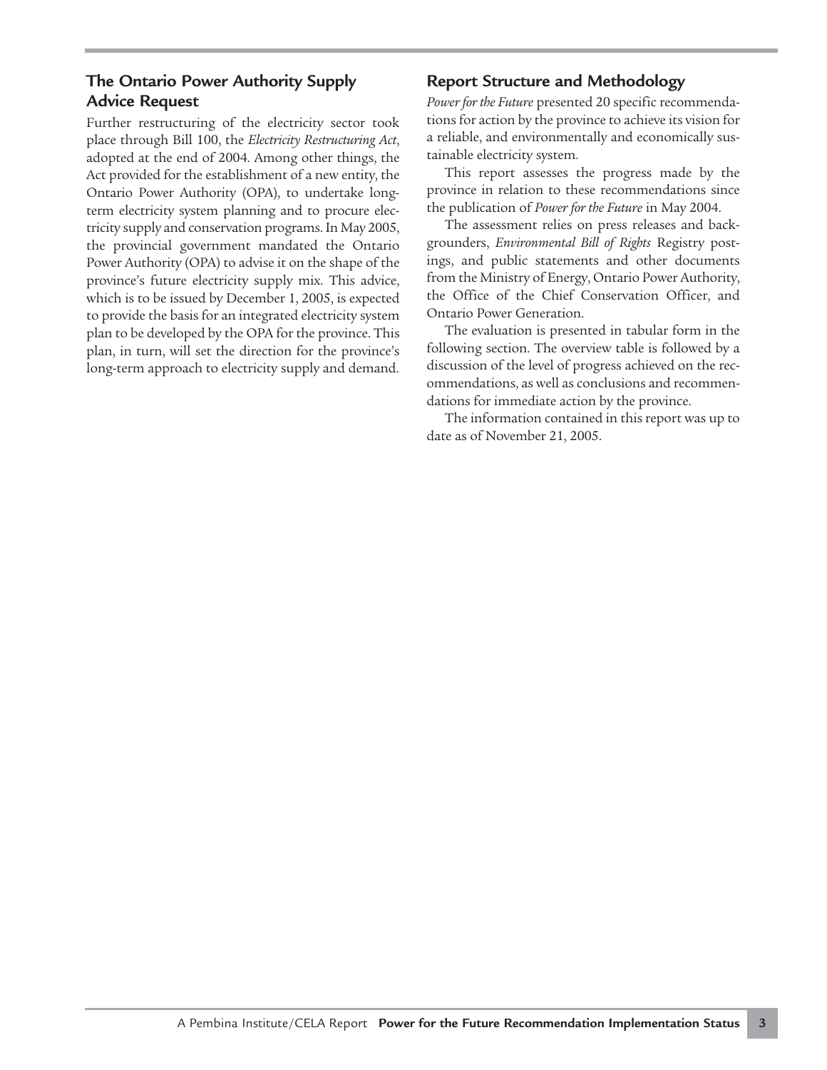## The Ontario Power Authority Supply Advice Request

Further restructuring of the electricity sector took place through Bill 100, the *Electricity Restructuring Act*, adopted at the end of 2004. Among other things, the Act provided for the establishment of a new entity, the Ontario Power Authority (OPA), to undertake long-term electricity system planning and to procure electricity supply and conservation programs. In May 2005, the provincial government mandated the Ontario Power Authority (OPA) to advise it on the shape of the province's future electricity supply mix. This advice, which is to be issued by December 1, 2005, is expected to provide the basis for an integrated electricity system plan to be developed by the OPA for the province. This plan, in turn, will set the direction for the province's long-term approach to electricity supply and demand.

## Report Structure and Methodology

*Power for the Future* presented 20 specific recommendations for action by the province to achieve its vision for a reliable, and environmentally and economically sustainable electricity system.

This report assesses the progress made by the province in relation to these recommendations since the publication of *Power for the Future* in May 2004.

The assessment relies on press releases and backgrounders, *Environmental Bill of Rights* Registry postings, and public statements and other documents from the Ministry of Energy, Ontario Power Authority, the Office of the Chief Conservation Officer, and Ontario Power Generation.

The evaluation is presented in tabular form in the following section. The overview table is followed by a discussion of the level of progress achieved on the recommendations, as well as conclusions and recommendations for immediate action by the province.

The information contained in this report was up to date as of November 21, 2005.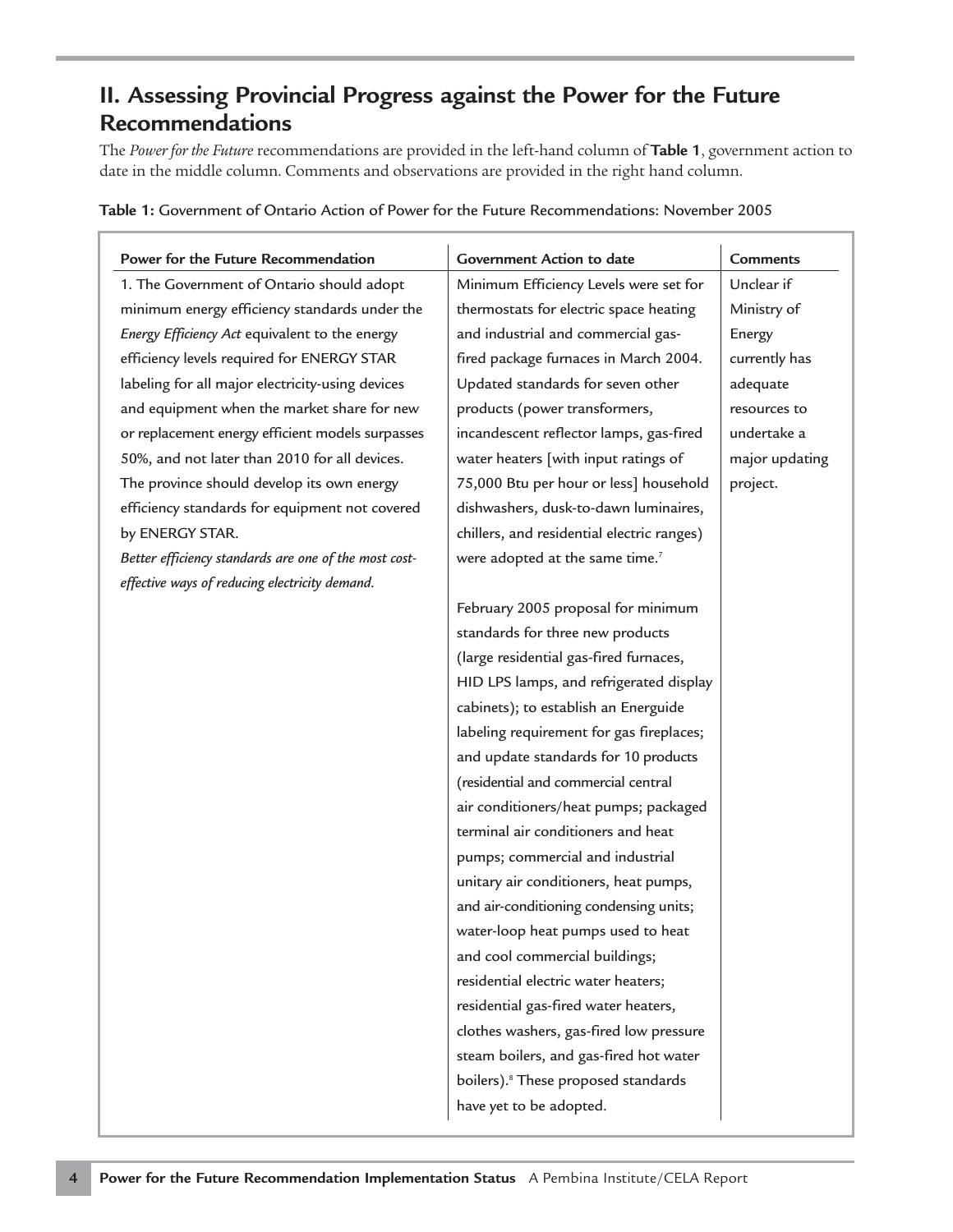## II. Assessing Provincial Progress against the Power for the Future Recommendations

The *Power for the Future* recommendations are provided in the left-hand column of **Table 1**, government action to date in the middle column. Comments and observations are provided in the right hand column.

**Table 1:** Government of Ontario Action of Power for the Future Recommendations: November 2005

| Power for the Future Recommendation | Government Action to date | Comments |
|---|---|---|
| 1. The Government of Ontario should adopt minimum energy efficiency standards under the *Energy Efficiency Act* equivalent to the energy efficiency levels required for ENERGY STAR labeling for all major electricity-using devices and equipment when the market share for new or replacement energy efficient models surpasses 50%, and not later than 2010 for all devices. The province should develop its own energy efficiency standards for equipment not covered by ENERGY STAR.<br>*Better efficiency standards are one of the most cost-effective ways of reducing electricity demand.* | Minimum Efficiency Levels were set for thermostats for electric space heating and industrial and commercial gas-fired package furnaces in March 2004. Updated standards for seven other products (power transformers, incandescent reflector lamps, gas-fired water heaters [with input ratings of 75,000 Btu per hour or less] household dishwashers, dusk-to-dawn luminaires, chillers, and residential electric ranges) were adopted at the same time.[7]<br><br>February 2005 proposal for minimum standards for three new products (large residential gas-fired furnaces, HID LPS lamps, and refrigerated display cabinets); to establish an Energuide labeling requirement for gas fireplaces; and update standards for 10 products (residential and commercial central air conditioners/heat pumps; packaged terminal air conditioners and heat pumps; commercial and industrial unitary air conditioners, heat pumps, and air-conditioning condensing units; water-loop heat pumps used to heat and cool commercial buildings; residential electric water heaters; residential gas-fired water heaters, clothes washers, gas-fired low pressure steam boilers, and gas-fired hot water boilers).[8] These proposed standards have yet to be adopted. | Unclear if Ministry of Energy currently has adequate resources to undertake a major updating project. |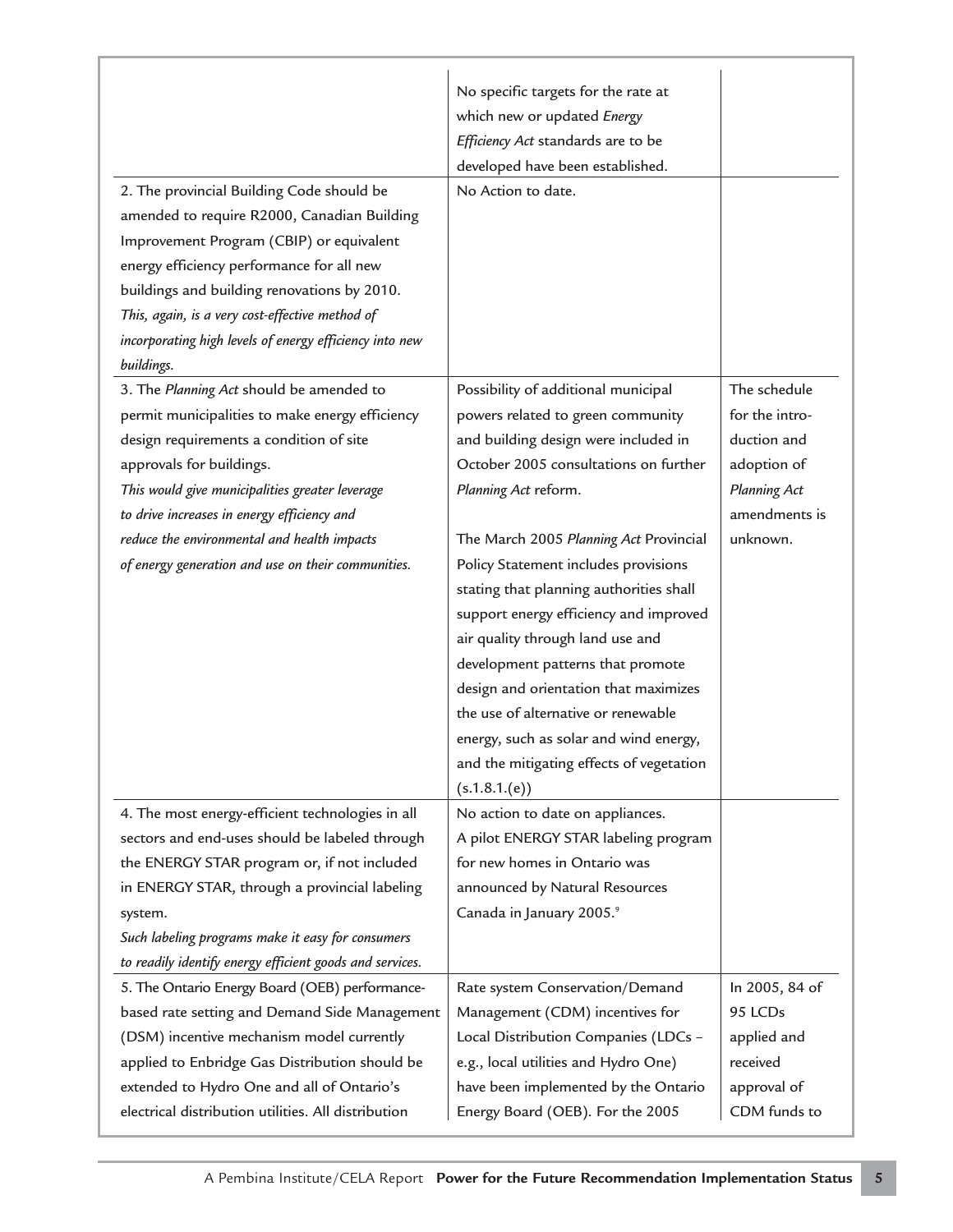| | | |
|---|---|---|
| | No specific targets for the rate at which new or updated *Energy Efficiency Act* standards are to be developed have been established. | |
| 2. The provincial Building Code should be amended to require R2000, Canadian Building Improvement Program (CBIP) or equivalent energy efficiency performance for all new buildings and building renovations by 2010. *This, again, is a very cost-effective method of incorporating high levels of energy efficiency into new buildings.* | No Action to date. | |
| 3. The *Planning Act* should be amended to permit municipalities to make energy efficiency design requirements a condition of site approvals for buildings. *This would give municipalities greater leverage to drive increases in energy efficiency and reduce the environmental and health impacts of energy generation and use on their communities.* | Possibility of additional municipal powers related to green community and building design were included in October 2005 consultations on further *Planning Act* reform.<br><br>The March 2005 *Planning Act* Provincial Policy Statement includes provisions stating that planning authorities shall support energy efficiency and improved air quality through land use and development patterns that promote design and orientation that maximizes the use of alternative or renewable energy, such as solar and wind energy, and the mitigating effects of vegetation (s.1.8.1.(e)) | The schedule for the introduction and adoption of *Planning Act* amendments is unknown. |
| 4. The most energy-efficient technologies in all sectors and end-uses should be labeled through the ENERGY STAR program or, if not included in ENERGY STAR, through a provincial labeling system. *Such labeling programs make it easy for consumers to readily identify energy efficient goods and services.* | No action to date on appliances. A pilot ENERGY STAR labeling program for new homes in Ontario was announced by Natural Resources Canada in January 2005.[9] | |
| 5. The Ontario Energy Board (OEB) performance-based rate setting and Demand Side Management (DSM) incentive mechanism model currently applied to Enbridge Gas Distribution should be extended to Hydro One and all of Ontario's electrical distribution utilities. All distribution | Rate system Conservation/Demand Management (CDM) incentives for Local Distribution Companies (LDCs – e.g., local utilities and Hydro One) have been implemented by the Ontario Energy Board (OEB). For the 2005 | In 2005, 84 of 95 LCDs applied and received approval of CDM funds to |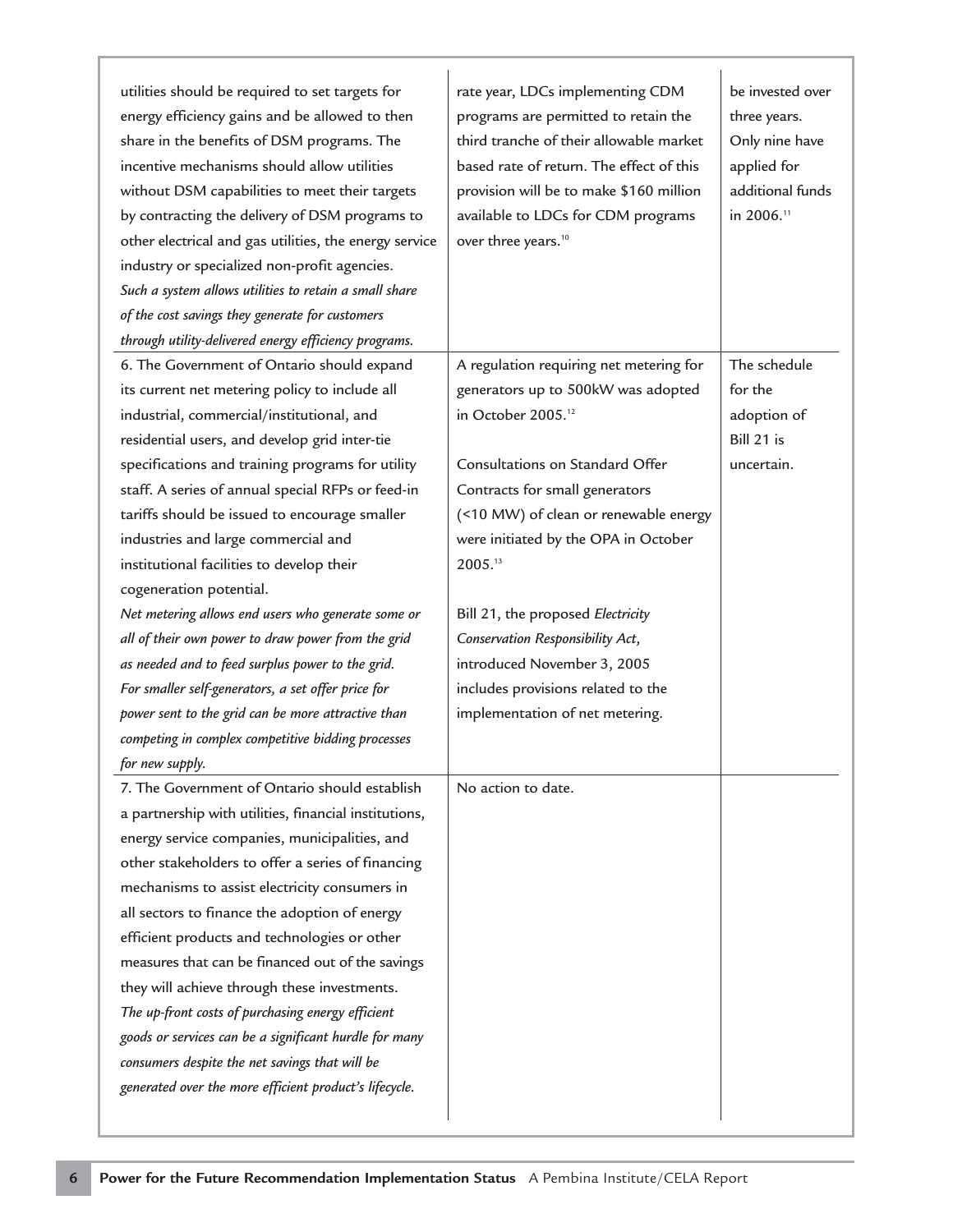| | | |
|---|---|---|
| utilities should be required to set targets for energy efficiency gains and be allowed to then share in the benefits of DSM programs. The incentive mechanisms should allow utilities without DSM capabilities to meet their targets by contracting the delivery of DSM programs to other electrical and gas utilities, the energy service industry or specialized non-profit agencies. *Such a system allows utilities to retain a small share of the cost savings they generate for customers through utility-delivered energy efficiency programs.* | rate year, LDCs implementing CDM programs are permitted to retain the third tranche of their allowable market based rate of return. The effect of this provision will be to make $160 million available to LDCs for CDM programs over three years.[10] | be invested over three years. Only nine have applied for additional funds in 2006.[11] |
| 6. The Government of Ontario should expand its current net metering policy to include all industrial, commercial/institutional, and residential users, and develop grid inter-tie specifications and training programs for utility staff. A series of annual special RFPs or feed-in tariffs should be issued to encourage smaller industries and large commercial and institutional facilities to develop their cogeneration potential. *Net metering allows end users who generate some or all of their own power to draw power from the grid as needed and to feed surplus power to the grid. For smaller self-generators, a set offer price for power sent to the grid can be more attractive than competing in complex competitive bidding processes for new supply.* | A regulation requiring net metering for generators up to 500kW was adopted in October 2005.[12]<br><br>Consultations on Standard Offer Contracts for small generators (<10 MW) of clean or renewable energy were initiated by the OPA in October 2005.[13]<br><br>Bill 21, the proposed *Electricity Conservation Responsibility Act*, introduced November 3, 2005 includes provisions related to the implementation of net metering. | The schedule for the adoption of Bill 21 is uncertain. |
| 7. The Government of Ontario should establish a partnership with utilities, financial institutions, energy service companies, municipalities, and other stakeholders to offer a series of financing mechanisms to assist electricity consumers in all sectors to finance the adoption of energy efficient products and technologies or other measures that can be financed out of the savings they will achieve through these investments. *The up-front costs of purchasing energy efficient goods or services can be a significant hurdle for many consumers despite the net savings that will be generated over the more efficient product's lifecycle.* | No action to date. | |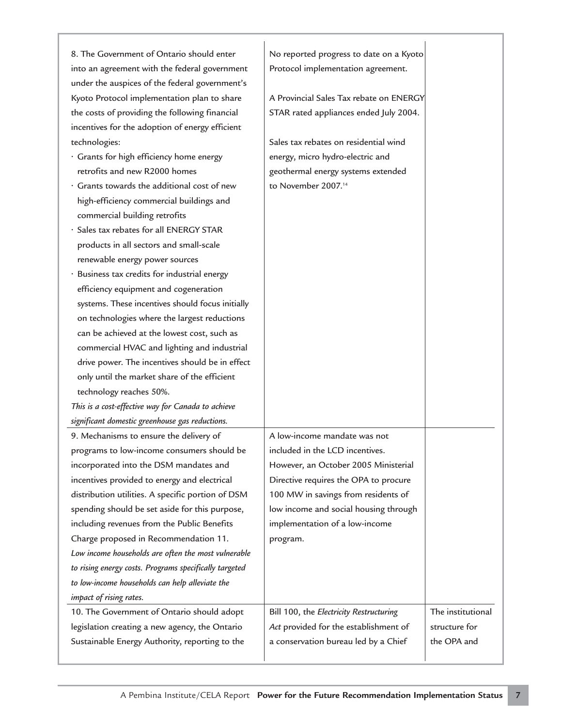| | | |
|---|---|---|
| 8. The Government of Ontario should enter into an agreement with the federal government under the auspices of the federal government's Kyoto Protocol implementation plan to share the costs of providing the following financial incentives for the adoption of energy efficient technologies:<br>· Grants for high efficiency home energy retrofits and new R2000 homes<br>· Grants towards the additional cost of new high-efficiency commercial buildings and commercial building retrofits<br>· Sales tax rebates for all ENERGY STAR products in all sectors and small-scale renewable energy power sources<br>· Business tax credits for industrial energy efficiency equipment and cogeneration systems. These incentives should focus initially on technologies where the largest reductions can be achieved at the lowest cost, such as commercial HVAC and lighting and industrial drive power. The incentives should be in effect only until the market share of the efficient technology reaches 50%.<br>*This is a cost-effective way for Canada to achieve significant domestic greenhouse gas reductions.* | No reported progress to date on a Kyoto Protocol implementation agreement.<br><br>A Provincial Sales Tax rebate on ENERGY STAR rated appliances ended July 2004.<br><br>Sales tax rebates on residential wind energy, micro hydro-electric and geothermal energy systems extended to November 2007.[14] | |
| 9. Mechanisms to ensure the delivery of programs to low-income consumers should be incorporated into the DSM mandates and incentives provided to energy and electrical distribution utilities. A specific portion of DSM spending should be set aside for this purpose, including revenues from the Public Benefits Charge proposed in Recommendation 11.<br>*Low income households are often the most vulnerable to rising energy costs. Programs specifically targeted to low-income households can help alleviate the impact of rising rates.* | A low-income mandate was not included in the LCD incentives. However, an October 2005 Ministerial Directive requires the OPA to procure 100 MW in savings from residents of low income and social housing through implementation of a low-income program. | |
| 10. The Government of Ontario should adopt legislation creating a new agency, the Ontario Sustainable Energy Authority, reporting to the | Bill 100, the *Electricity Restructuring Act* provided for the establishment of a conservation bureau led by a Chief | The institutional structure for the OPA and |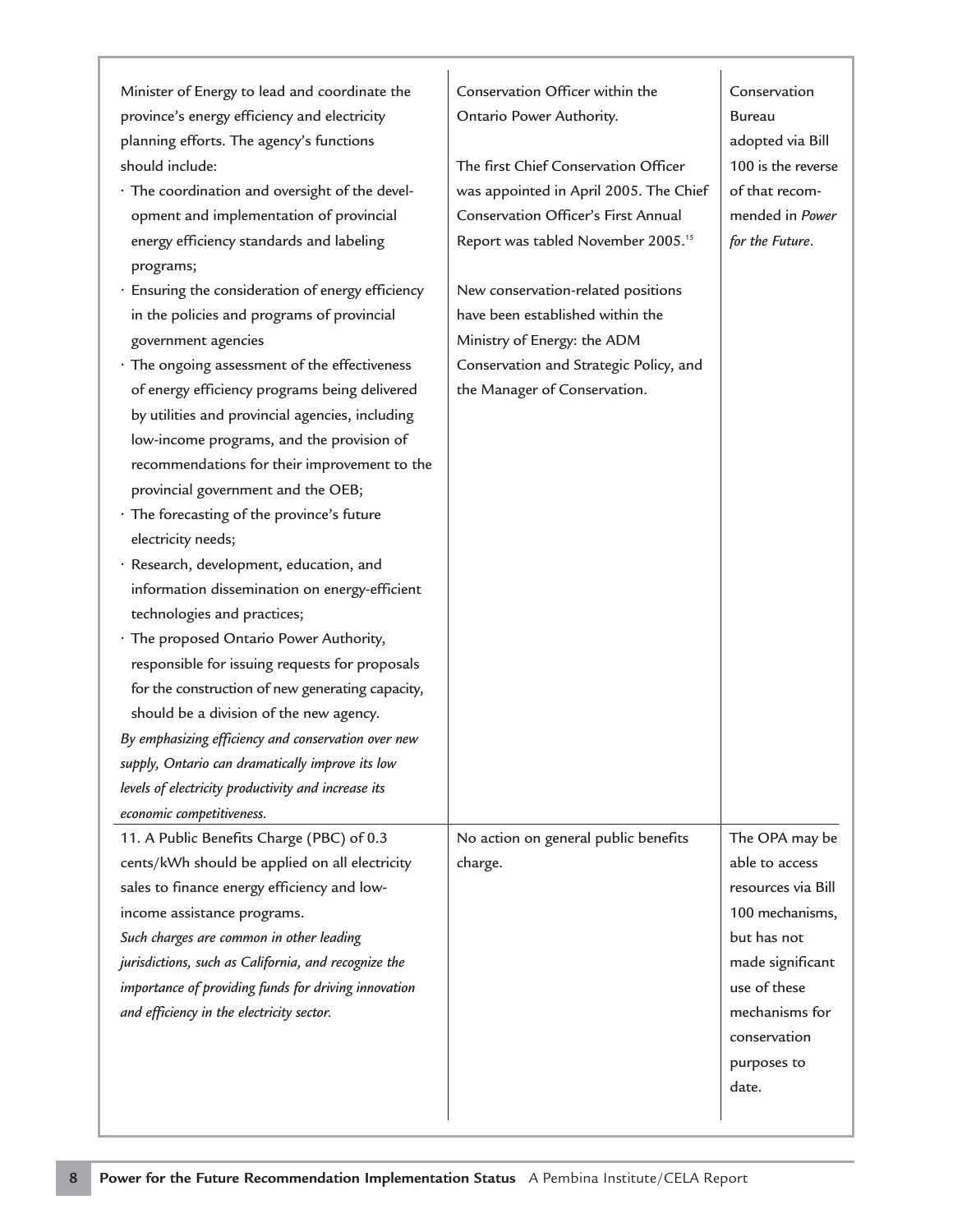| | | |
|---|---|---|
| Minister of Energy to lead and coordinate the province's energy efficiency and electricity planning efforts. The agency's functions should include:<br>· The coordination and oversight of the development and implementation of provincial energy efficiency standards and labeling programs;<br>· Ensuring the consideration of energy efficiency in the policies and programs of provincial government agencies<br>· The ongoing assessment of the effectiveness of energy efficiency programs being delivered by utilities and provincial agencies, including low-income programs, and the provision of recommendations for their improvement to the provincial government and the OEB;<br>· The forecasting of the province's future electricity needs;<br>· Research, development, education, and information dissemination on energy-efficient technologies and practices;<br>· The proposed Ontario Power Authority, responsible for issuing requests for proposals for the construction of new generating capacity, should be a division of the new agency.<br>*By emphasizing efficiency and conservation over new supply, Ontario can dramatically improve its low levels of electricity productivity and increase its economic competitiveness.* | Conservation Officer within the Ontario Power Authority.<br><br>The first Chief Conservation Officer was appointed in April 2005. The Chief Conservation Officer's First Annual Report was tabled November 2005.[15]<br><br>New conservation-related positions have been established within the Ministry of Energy: the ADM Conservation and Strategic Policy, and the Manager of Conservation. | Conservation Bureau adopted via Bill 100 is the reverse of that recommended in *Power for the Future*. |
| 11. A Public Benefits Charge (PBC) of 0.3 cents/kWh should be applied on all electricity sales to finance energy efficiency and low-income assistance programs.<br>*Such charges are common in other leading jurisdictions, such as California, and recognize the importance of providing funds for driving innovation and efficiency in the electricity sector.* | No action on general public benefits charge. | The OPA may be able to access resources via Bill 100 mechanisms, but has not made significant use of these mechanisms for conservation purposes to date. |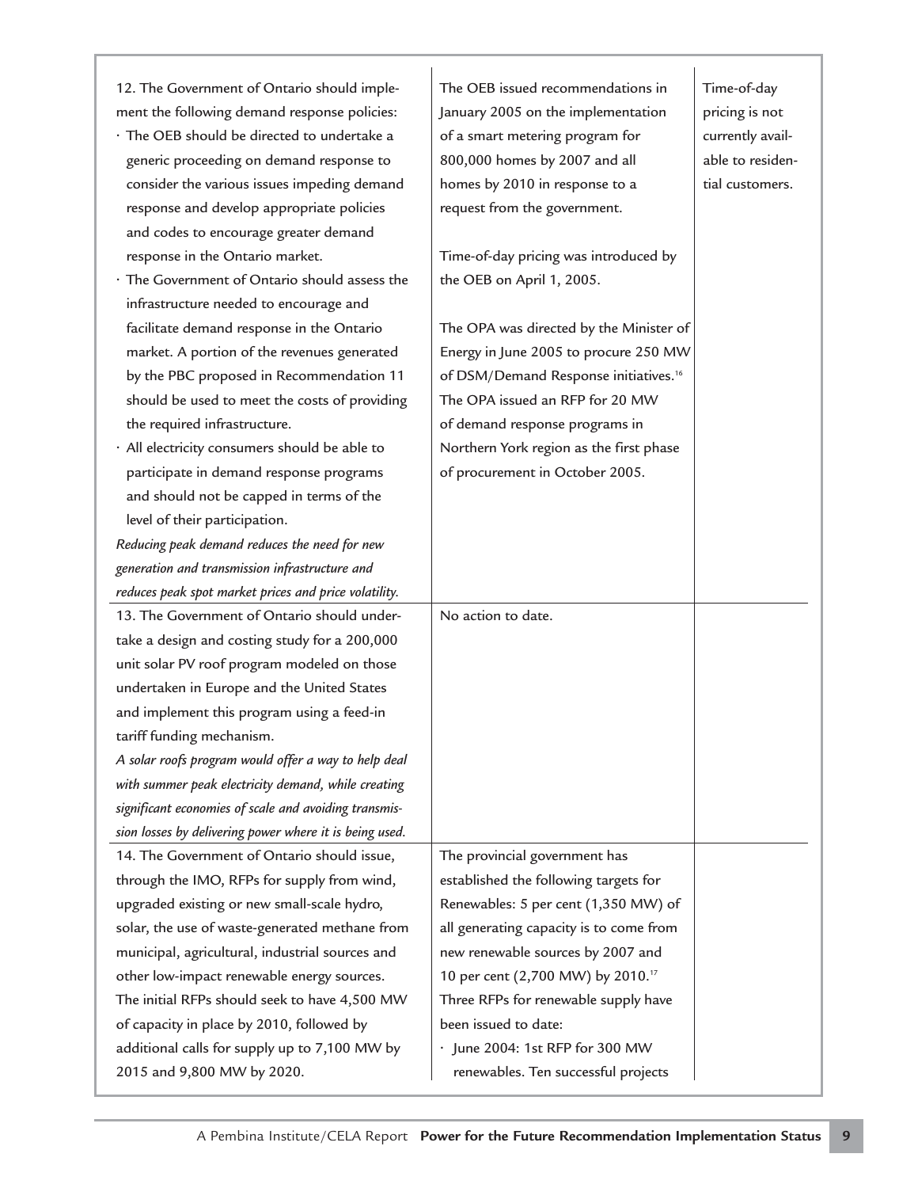| | | |
|---|---|---|
| 12. The Government of Ontario should implement the following demand response policies:<br>· The OEB should be directed to undertake a generic proceeding on demand response to consider the various issues impeding demand response and develop appropriate policies and codes to encourage greater demand response in the Ontario market.<br>· The Government of Ontario should assess the infrastructure needed to encourage and facilitate demand response in the Ontario market. A portion of the revenues generated by the PBC proposed in Recommendation 11 should be used to meet the costs of providing the required infrastructure.<br>· All electricity consumers should be able to participate in demand response programs and should not be capped in terms of the level of their participation.<br>*Reducing peak demand reduces the need for new generation and transmission infrastructure and reduces peak spot market prices and price volatility.* | The OEB issued recommendations in January 2005 on the implementation of a smart metering program for 800,000 homes by 2007 and all homes by 2010 in response to a request from the government.<br><br>Time-of-day pricing was introduced by the OEB on April 1, 2005.<br><br>The OPA was directed by the Minister of Energy in June 2005 to procure 250 MW of DSM/Demand Response initiatives.[16] The OPA issued an RFP for 20 MW of demand response programs in Northern York region as the first phase of procurement in October 2005. | Time-of-day pricing is not currently available to residential customers. |
| 13. The Government of Ontario should undertake a design and costing study for a 200,000 unit solar PV roof program modeled on those undertaken in Europe and the United States and implement this program using a feed-in tariff funding mechanism.<br>*A solar roofs program would offer a way to help deal with summer peak electricity demand, while creating significant economies of scale and avoiding transmission losses by delivering power where it is being used.* | No action to date. | |
| 14. The Government of Ontario should issue, through the IMO, RFPs for supply from wind, upgraded existing or new small-scale hydro, solar, the use of waste-generated methane from municipal, agricultural, industrial sources and other low-impact renewable energy sources. The initial RFPs should seek to have 4,500 MW of capacity in place by 2010, followed by additional calls for supply up to 7,100 MW by 2015 and 9,800 MW by 2020. | The provincial government has established the following targets for Renewables: 5 per cent (1,350 MW) of all generating capacity is to come from new renewable sources by 2007 and 10 per cent (2,700 MW) by 2010.[17] Three RFPs for renewable supply have been issued to date:<br>· June 2004: 1st RFP for 300 MW renewables. Ten successful projects | |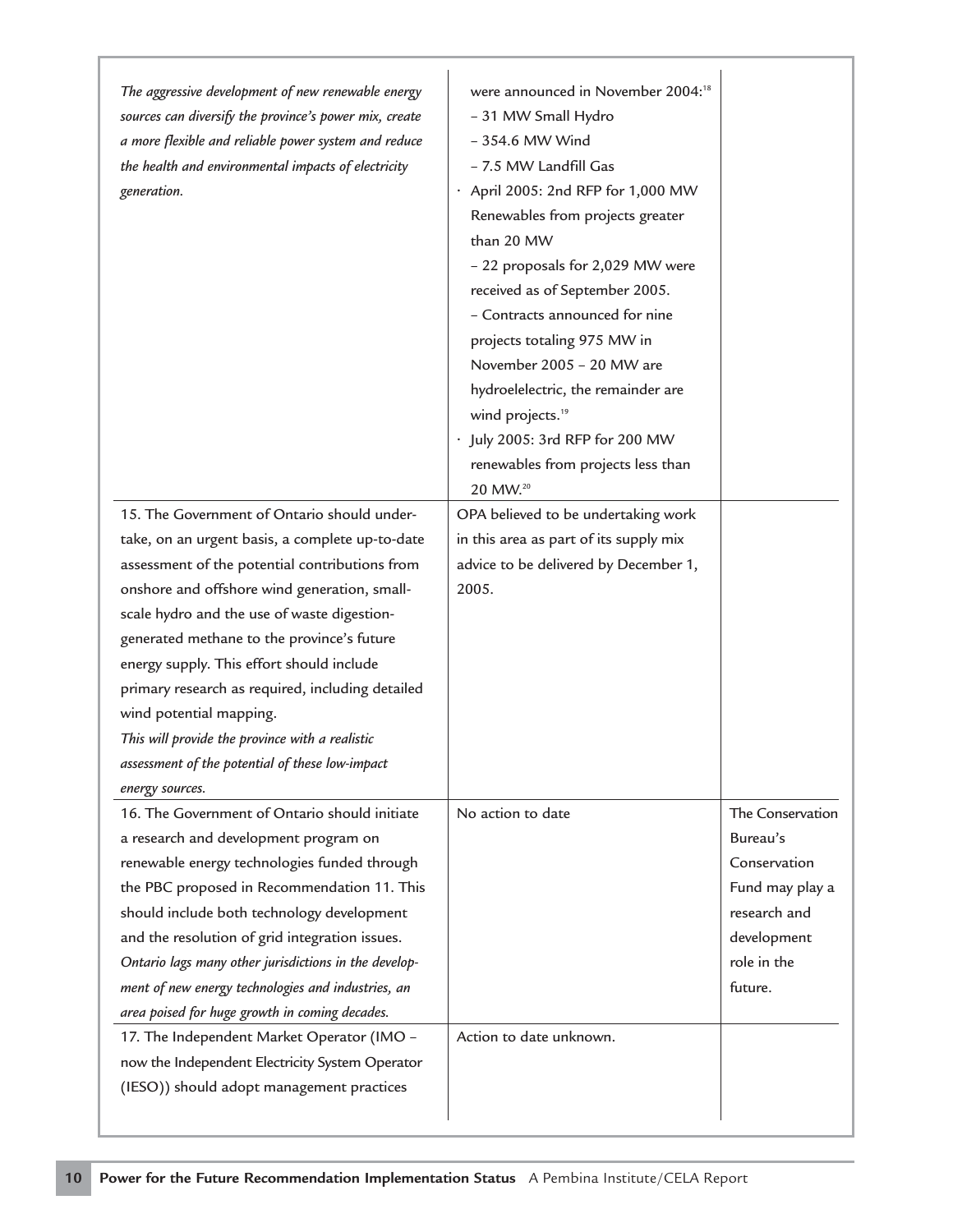| | | |
|---|---|---|
| *The aggressive development of new renewable energy sources can diversify the province's power mix, create a more flexible and reliable power system and reduce the health and environmental impacts of electricity generation.* | were announced in November 2004:[18]<br>– 31 MW Small Hydro<br>– 354.6 MW Wind<br>– 7.5 MW Landfill Gas<br>· April 2005: 2nd RFP for 1,000 MW Renewables from projects greater than 20 MW<br>– 22 proposals for 2,029 MW were received as of September 2005.<br>– Contracts announced for nine projects totaling 975 MW in November 2005 – 20 MW are hydroelectric, the remainder are wind projects.[19]<br>· July 2005: 3rd RFP for 200 MW renewables from projects less than 20 MW.[20] | |
| 15. The Government of Ontario should undertake, on an urgent basis, a complete up-to-date assessment of the potential contributions from onshore and offshore wind generation, small-scale hydro and the use of waste digestion-generated methane to the province's future energy supply. This effort should include primary research as required, including detailed wind potential mapping.<br>*This will provide the province with a realistic assessment of the potential of these low-impact energy sources.* | OPA believed to be undertaking work in this area as part of its supply mix advice to be delivered by December 1, 2005. | |
| 16. The Government of Ontario should initiate a research and development program on renewable energy technologies funded through the PBC proposed in Recommendation 11. This should include both technology development and the resolution of grid integration issues.<br>*Ontario lags many other jurisdictions in the development of new energy technologies and industries, an area poised for huge growth in coming decades.* | No action to date | The Conservation Bureau's Conservation Fund may play a research and development role in the future. |
| 17. The Independent Market Operator (IMO – now the Independent Electricity System Operator (IESO)) should adopt management practices | Action to date unknown. | |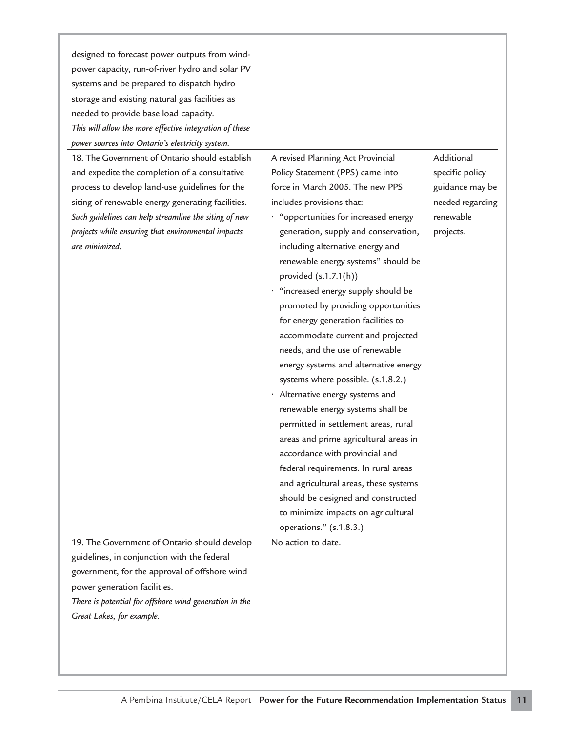| | | |
|---|---|---|
| designed to forecast power outputs from wind-power capacity, run-of-river hydro and solar PV systems and be prepared to dispatch hydro storage and existing natural gas facilities as needed to provide base load capacity. *This will allow the more effective integration of these power sources into Ontario's electricity system.* | | |
| 18. The Government of Ontario should establish and expedite the completion of a consultative process to develop land-use guidelines for the siting of renewable energy generating facilities. *Such guidelines can help streamline the siting of new projects while ensuring that environmental impacts are minimized.* | A revised Planning Act Provincial Policy Statement (PPS) came into force in March 2005. The new PPS includes provisions that: · "opportunities for increased energy generation, supply and conservation, including alternative energy and renewable energy systems" should be provided (s.1.7.1(h)) · "increased energy supply should be promoted by providing opportunities for energy generation facilities to accommodate current and projected needs, and the use of renewable energy systems and alternative energy systems where possible. (s.1.8.2.) · Alternative energy systems and renewable energy systems shall be permitted in settlement areas, rural areas and prime agricultural areas in accordance with provincial and federal requirements. In rural areas and agricultural areas, these systems should be designed and constructed to minimize impacts on agricultural operations." (s.1.8.3.) | Additional specific policy guidance may be needed regarding renewable projects. |
| 19. The Government of Ontario should develop guidelines, in conjunction with the federal government, for the approval of offshore wind power generation facilities. *There is potential for offshore wind generation in the Great Lakes, for example.* | No action to date. | |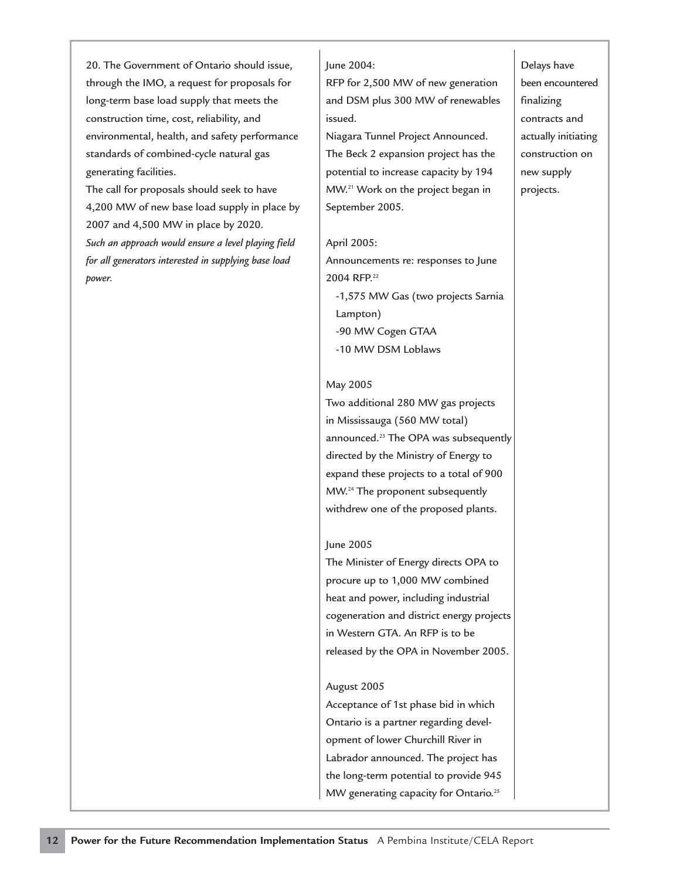| | | |
|---|---|---|
| 20. The Government of Ontario should issue, through the IMO, a request for proposals for long-term base load supply that meets the construction time, cost, reliability, and environmental, health, and safety performance standards of combined-cycle natural gas generating facilities.<br>The call for proposals should seek to have 4,200 MW of new base load supply in place by 2007 and 4,500 MW in place by 2020.<br>*Such an approach would ensure a level playing field for all generators interested in supplying base load power.* | June 2004:<br>RFP for 2,500 MW of new generation and DSM plus 300 MW of renewables issued.<br>Niagara Tunnel Project Announced. The Beck 2 expansion project has the potential to increase capacity by 194 MW.[21] Work on the project began in September 2005.<br><br>April 2005:<br>Announcements re: responses to June 2004 RFP.[22]<br>-1,575 MW Gas (two projects Sarnia Lampton)<br>-90 MW Cogen GTAA<br>-10 MW DSM Loblaws<br><br>May 2005<br>Two additional 280 MW gas projects in Mississauga (560 MW total) announced.[23] The OPA was subsequently directed by the Ministry of Energy to expand these projects to a total of 900 MW.[24] The proponent subsequently withdrew one of the proposed plants.<br><br>June 2005<br>The Minister of Energy directs OPA to procure up to 1,000 MW combined heat and power, including industrial cogeneration and district energy projects in Western GTA. An RFP is to be released by the OPA in November 2005.<br><br>August 2005<br>Acceptance of 1st phase bid in which Ontario is a partner regarding development of lower Churchill River in Labrador announced. The project has the long-term potential to provide 945 MW generating capacity for Ontario.[25] | Delays have been encountered finalizing contracts and actually initiating construction on new supply projects. |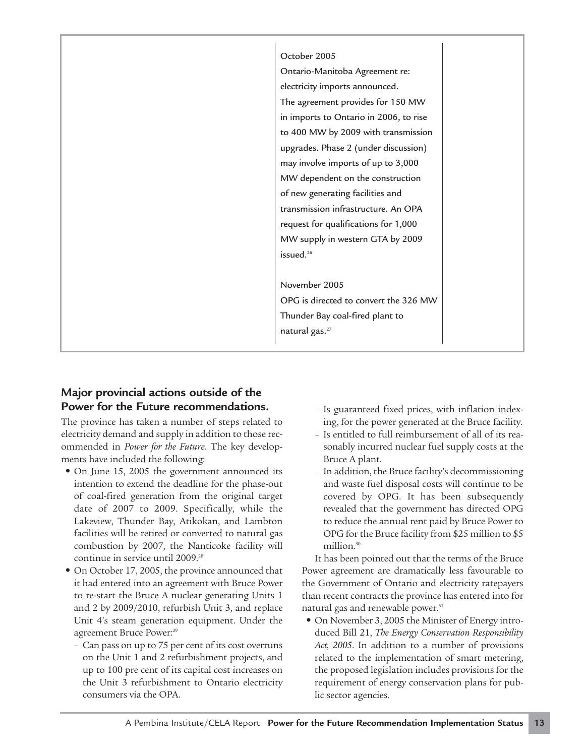October 2005

Ontario-Manitoba Agreement re: electricity imports announced. The agreement provides for 150 MW in imports to Ontario in 2006, to rise to 400 MW by 2009 with transmission upgrades. Phase 2 (under discussion) may involve imports of up to 3,000 MW dependent on the construction of new generating facilities and transmission infrastructure. An OPA request for qualifications for 1,000 MW supply in western GTA by 2009 issued.[26]

November 2005

OPG is directed to convert the 326 MW Thunder Bay coal-fired plant to natural gas.[27]

## Major provincial actions outside of the Power for the Future recommendations.

The province has taken a number of steps related to electricity demand and supply in addition to those recommended in *Power for the Future*. The key developments have included the following:

- On June 15, 2005 the government announced its intention to extend the deadline for the phase-out of coal-fired generation from the original target date of 2007 to 2009. Specifically, while the Lakeview, Thunder Bay, Atikokan, and Lambton facilities will be retired or converted to natural gas combustion by 2007, the Nanticoke facility will continue in service until 2009.[28]
- On October 17, 2005, the province announced that it had entered into an agreement with Bruce Power to re-start the Bruce A nuclear generating Units 1 and 2 by 2009/2010, refurbish Unit 3, and replace Unit 4's steam generation equipment. Under the agreement Bruce Power:[29]
  - Can pass on up to 75 per cent of its cost overruns on the Unit 1 and 2 refurbishment projects, and up to 100 pre cent of its capital cost increases on the Unit 3 refurbishment to Ontario electricity consumers via the OPA.
  - Is guaranteed fixed prices, with inflation indexing, for the power generated at the Bruce facility.
  - Is entitled to full reimbursement of all of its reasonably incurred nuclear fuel supply costs at the Bruce A plant.
  - In addition, the Bruce facility's decommissioning and waste fuel disposal costs will continue to be covered by OPG. It has been subsequently revealed that the government has directed OPG to reduce the annual rent paid by Bruce Power to OPG for the Bruce facility from $25 million to $5 million.[30]

It has been pointed out that the terms of the Bruce Power agreement are dramatically less favourable to the Government of Ontario and electricity ratepayers than recent contracts the province has entered into for natural gas and renewable power.[31]

- On November 3, 2005 the Minister of Energy introduced Bill 21, *The Energy Conservation Responsibility Act, 2005*. In addition to a number of provisions related to the implementation of smart metering, the proposed legislation includes provisions for the requirement of energy conservation plans for public sector agencies.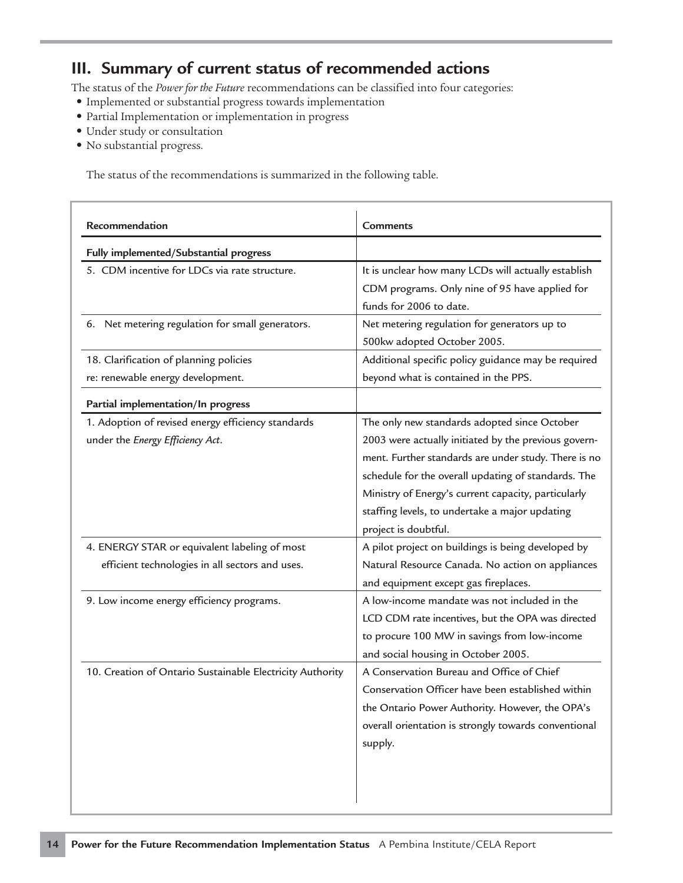## III. Summary of current status of recommended actions

The status of the *Power for the Future* recommendations can be classified into four categories:

- Implemented or substantial progress towards implementation
- Partial Implementation or implementation in progress
- Under study or consultation
- No substantial progress.

The status of the recommendations is summarized in the following table.

| Recommendation | Comments |
|---|---|
| **Fully implemented/Substantial progress** | |
| 5. CDM incentive for LDCs via rate structure. | It is unclear how many LCDs will actually establish CDM programs. Only nine of 95 have applied for funds for 2006 to date. |
| 6. Net metering regulation for small generators. | Net metering regulation for generators up to 500kw adopted October 2005. |
| 18. Clarification of planning policies re: renewable energy development. | Additional specific policy guidance may be required beyond what is contained in the PPS. |
| **Partial implementation/In progress** | |
| 1. Adoption of revised energy efficiency standards under the *Energy Efficiency Act*. | The only new standards adopted since October 2003 were actually initiated by the previous government. Further standards are under study. There is no schedule for the overall updating of standards. The Ministry of Energy's current capacity, particularly staffing levels, to undertake a major updating project is doubtful. |
| 4. ENERGY STAR or equivalent labeling of most efficient technologies in all sectors and uses. | A pilot project on buildings is being developed by Natural Resource Canada. No action on appliances and equipment except gas fireplaces. |
| 9. Low income energy efficiency programs. | A low-income mandate was not included in the LCD CDM rate incentives, but the OPA was directed to procure 100 MW in savings from low-income and social housing in October 2005. |
| 10. Creation of Ontario Sustainable Electricity Authority | A Conservation Bureau and Office of Chief Conservation Officer have been established within the Ontario Power Authority. However, the OPA's overall orientation is strongly towards conventional supply. |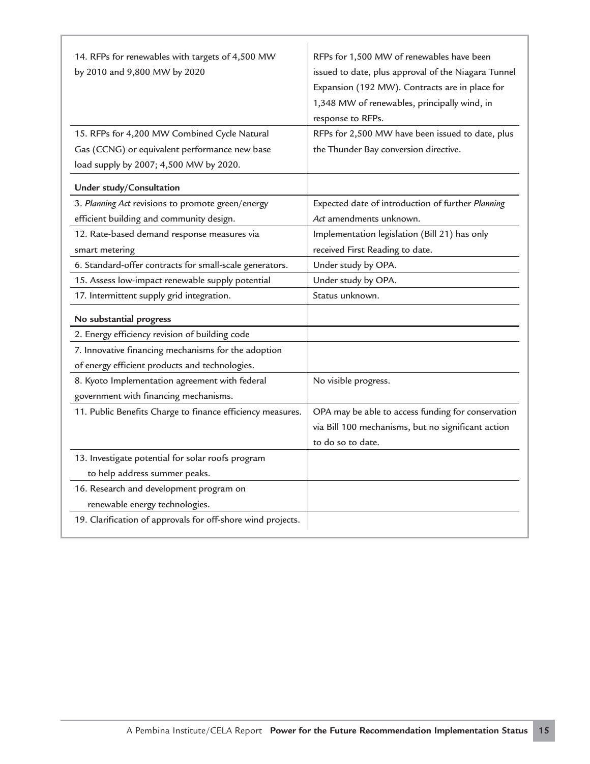| | |
|---|---|
| 14. RFPs for renewables with targets of 4,500 MW by 2010 and 9,800 MW by 2020 | RFPs for 1,500 MW of renewables have been issued to date, plus approval of the Niagara Tunnel Expansion (192 MW). Contracts are in place for 1,348 MW of renewables, principally wind, in response to RFPs. |
| 15. RFPs for 4,200 MW Combined Cycle Natural Gas (CCNG) or equivalent performance new base load supply by 2007; 4,500 MW by 2020. | RFPs for 2,500 MW have been issued to date, plus the Thunder Bay conversion directive. |
| **Under study/Consultation** | |
| 3. *Planning Act* revisions to promote green/energy efficient building and community design. | Expected date of introduction of further *Planning Act* amendments unknown. |
| 12. Rate-based demand response measures via smart metering | Implementation legislation (Bill 21) has only received First Reading to date. |
| 6. Standard-offer contracts for small-scale generators. | Under study by OPA. |
| 15. Assess low-impact renewable supply potential | Under study by OPA. |
| 17. Intermittent supply grid integration. | Status unknown. |
| **No substantial progress** | |
| 2. Energy efficiency revision of building code | |
| 7. Innovative financing mechanisms for the adoption of energy efficient products and technologies. | |
| 8. Kyoto Implementation agreement with federal government with financing mechanisms. | No visible progress. |
| 11. Public Benefits Charge to finance efficiency measures. | OPA may be able to access funding for conservation via Bill 100 mechanisms, but no significant action to do so to date. |
| 13. Investigate potential for solar roofs program to help address summer peaks. | |
| 16. Research and development program on renewable energy technologies. | |
| 19. Clarification of approvals for off-shore wind projects. | |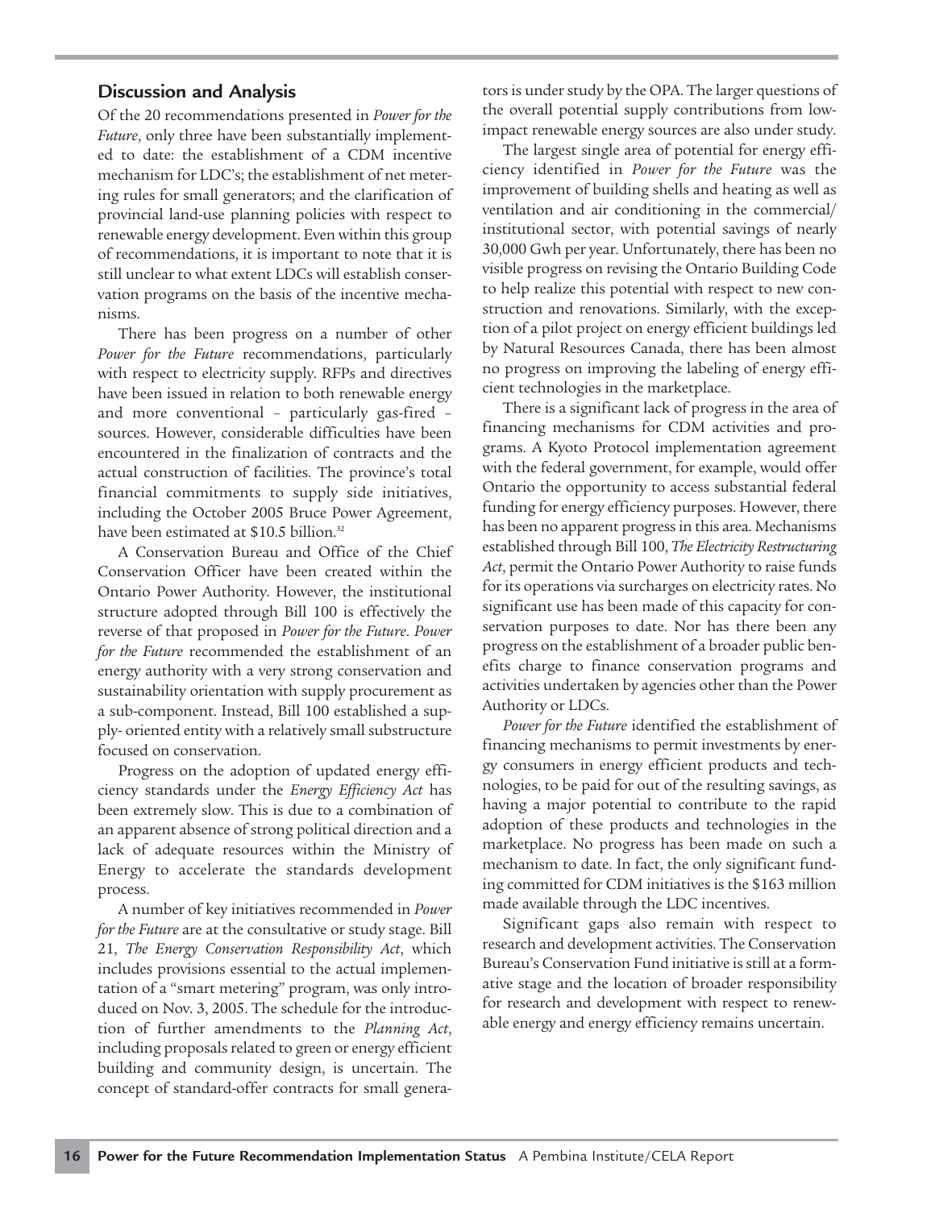## Discussion and Analysis

Of the 20 recommendations presented in *Power for the Future*, only three have been substantially implemented to date: the establishment of a CDM incentive mechanism for LDC's; the establishment of net metering rules for small generators; and the clarification of provincial land-use planning policies with respect to renewable energy development. Even within this group of recommendations, it is important to note that it is still unclear to what extent LDCs will establish conservation programs on the basis of the incentive mechanisms.

There has been progress on a number of other *Power for the Future* recommendations, particularly with respect to electricity supply. RFPs and directives have been issued in relation to both renewable energy and more conventional – particularly gas-fired – sources. However, considerable difficulties have been encountered in the finalization of contracts and the actual construction of facilities. The province's total financial commitments to supply side initiatives, including the October 2005 Bruce Power Agreement, have been estimated at $10.5 billion.[32]

A Conservation Bureau and Office of the Chief Conservation Officer have been created within the Ontario Power Authority. However, the institutional structure adopted through Bill 100 is effectively the reverse of that proposed in *Power for the Future*. *Power for the Future* recommended the establishment of an energy authority with a very strong conservation and sustainability orientation with supply procurement as a sub-component. Instead, Bill 100 established a supply- oriented entity with a relatively small substructure focused on conservation.

Progress on the adoption of updated energy efficiency standards under the *Energy Efficiency Act* has been extremely slow. This is due to a combination of an apparent absence of strong political direction and a lack of adequate resources within the Ministry of Energy to accelerate the standards development process.

A number of key initiatives recommended in *Power for the Future* are at the consultative or study stage. Bill 21, *The Energy Conservation Responsibility Act*, which includes provisions essential to the actual implementation of a "smart metering" program, was only introduced on Nov. 3, 2005. The schedule for the introduction of further amendments to the *Planning Act*, including proposals related to green or energy efficient building and community design, is uncertain. The concept of standard-offer contracts for small generators is under study by the OPA. The larger questions of the overall potential supply contributions from low-impact renewable energy sources are also under study.

The largest single area of potential for energy efficiency identified in *Power for the Future* was the improvement of building shells and heating as well as ventilation and air conditioning in the commercial/ institutional sector, with potential savings of nearly 30,000 Gwh per year. Unfortunately, there has been no visible progress on revising the Ontario Building Code to help realize this potential with respect to new construction and renovations. Similarly, with the exception of a pilot project on energy efficient buildings led by Natural Resources Canada, there has been almost no progress on improving the labeling of energy efficient technologies in the marketplace.

There is a significant lack of progress in the area of financing mechanisms for CDM activities and programs. A Kyoto Protocol implementation agreement with the federal government, for example, would offer Ontario the opportunity to access substantial federal funding for energy efficiency purposes. However, there has been no apparent progress in this area. Mechanisms established through Bill 100, *The Electricity Restructuring Act*, permit the Ontario Power Authority to raise funds for its operations via surcharges on electricity rates. No significant use has been made of this capacity for conservation purposes to date. Nor has there been any progress on the establishment of a broader public benefits charge to finance conservation programs and activities undertaken by agencies other than the Power Authority or LDCs.

*Power for the Future* identified the establishment of financing mechanisms to permit investments by energy consumers in energy efficient products and technologies, to be paid for out of the resulting savings, as having a major potential to contribute to the rapid adoption of these products and technologies in the marketplace. No progress has been made on such a mechanism to date. In fact, the only significant funding committed for CDM initiatives is the $163 million made available through the LDC incentives.

Significant gaps also remain with respect to research and development activities. The Conservation Bureau's Conservation Fund initiative is still at a formative stage and the location of broader responsibility for research and development with respect to renewable energy and energy efficiency remains uncertain.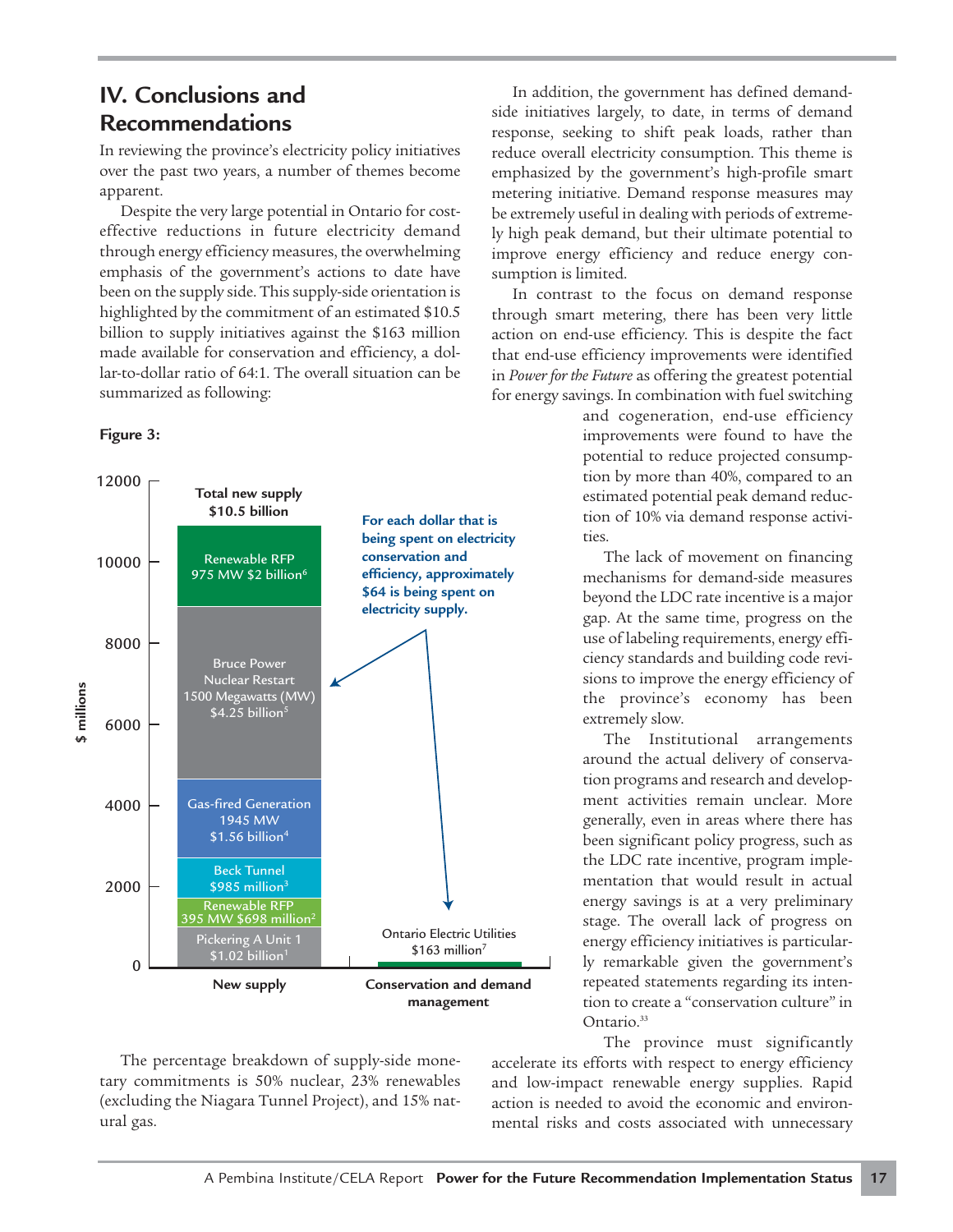## IV. Conclusions and Recommendations

In reviewing the province's electricity policy initiatives over the past two years, a number of themes become apparent.

Despite the very large potential in Ontario for cost-effective reductions in future electricity demand through energy efficiency measures, the overwhelming emphasis of the government's actions to date have been on the supply side. This supply-side orientation is highlighted by the commitment of an estimated $10.5 billion to supply initiatives against the $163 million made available for conservation and efficiency, a dollar-to-dollar ratio of 64:1. The overall situation can be summarized as following:

**Figure 3:**

$ millions

12000
10000
8000
6000
4000
2000
0

Total new supply
$10.5 billion

Renewable RFP
975 MW $2 billion[6]

Bruce Power
Nuclear Restart
1500 Megawatts (MW)
$4.25 billion[5]

Gas-fired Generation
1945 MW
$1.56 billion[4]

Beck Tunnel
$985 million[3]

Renewable RFP
395 MW $698 million[2]

Pickering A Unit 1
$1.02 billion[1]

For each dollar that is being spent on electricity conservation and efficiency, approximately $64 is being spent on electricity supply.

Ontario Electric Utilities
$163 million[7]

New supply

Conservation and demand management

The percentage breakdown of supply-side monetary commitments is 50% nuclear, 23% renewables (excluding the Niagara Tunnel Project), and 15% natural gas.

In addition, the government has defined demand-side initiatives largely, to date, in terms of demand response, seeking to shift peak loads, rather than reduce overall electricity consumption. This theme is emphasized by the government's high-profile smart metering initiative. Demand response measures may be extremely useful in dealing with periods of extremely high peak demand, but their ultimate potential to improve energy efficiency and reduce energy consumption is limited.

In contrast to the focus on demand response through smart metering, there has been very little action on end-use efficiency. This is despite the fact that end-use efficiency improvements were identified in *Power for the Future* as offering the greatest potential for energy savings. In combination with fuel switching and cogeneration, end-use efficiency improvements were found to have the potential to reduce projected consumption by more than 40%, compared to an estimated potential peak demand reduction of 10% via demand response activities.

The lack of movement on financing mechanisms for demand-side measures beyond the LDC rate incentive is a major gap. At the same time, progress on the use of labeling requirements, energy efficiency standards and building code revisions to improve the energy efficiency of the province's economy has been extremely slow.

The Institutional arrangements around the actual delivery of conservation programs and research and development activities remain unclear. More generally, even in areas where there has been significant policy progress, such as the LDC rate incentive, program implementation that would result in actual energy savings is at a very preliminary stage. The overall lack of progress on energy efficiency initiatives is particularly remarkable given the government's repeated statements regarding its intention to create a "conservation culture" in Ontario.[33]

The province must significantly accelerate its efforts with respect to energy efficiency and low-impact renewable energy supplies. Rapid action is needed to avoid the economic and environmental risks and costs associated with unnecessary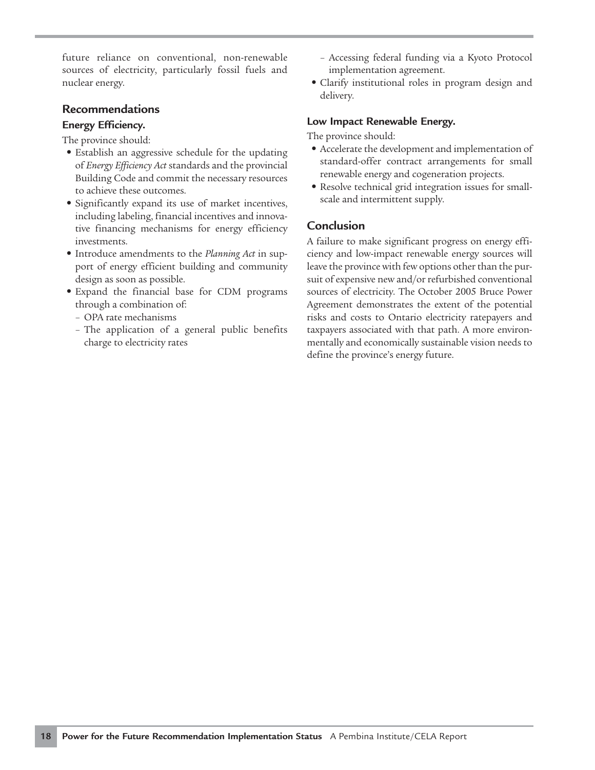future reliance on conventional, non-renewable sources of electricity, particularly fossil fuels and nuclear energy.

## Recommendations

### Energy Efficiency.

The province should:

- Establish an aggressive schedule for the updating of *Energy Efficiency Act* standards and the provincial Building Code and commit the necessary resources to achieve these outcomes.
- Significantly expand its use of market incentives, including labeling, financial incentives and innovative financing mechanisms for energy efficiency investments.
- Introduce amendments to the *Planning Act* in support of energy efficient building and community design as soon as possible.
- Expand the financial base for CDM programs through a combination of:
  - OPA rate mechanisms
  - The application of a general public benefits charge to electricity rates
  - Accessing federal funding via a Kyoto Protocol implementation agreement.
- Clarify institutional roles in program design and delivery.

### Low Impact Renewable Energy.

The province should:

- Accelerate the development and implementation of standard-offer contract arrangements for small renewable energy and cogeneration projects.
- Resolve technical grid integration issues for small-scale and intermittent supply.

## Conclusion

A failure to make significant progress on energy efficiency and low-impact renewable energy sources will leave the province with few options other than the pursuit of expensive new and/or refurbished conventional sources of electricity. The October 2005 Bruce Power Agreement demonstrates the extent of the potential risks and costs to Ontario electricity ratepayers and taxpayers associated with that path. A more environmentally and economically sustainable vision needs to define the province's energy future.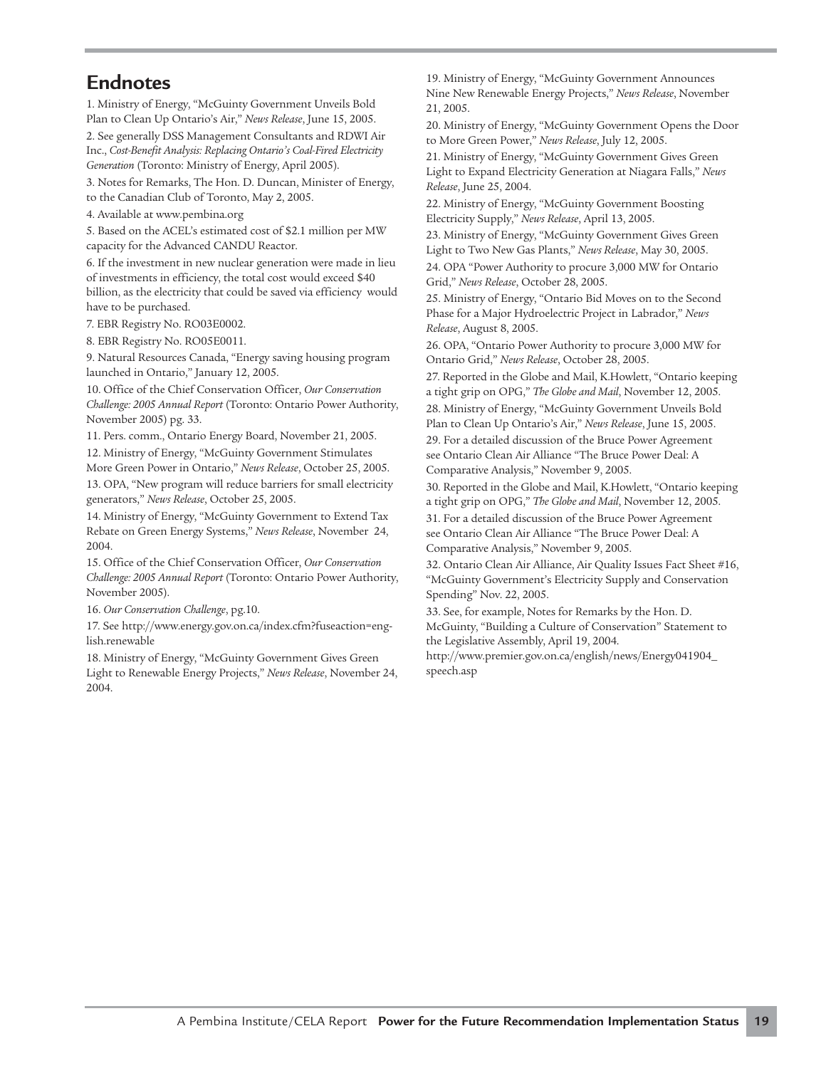## Endnotes

1. Ministry of Energy, "McGuinty Government Unveils Bold Plan to Clean Up Ontario's Air," *News Release*, June 15, 2005.

2. See generally DSS Management Consultants and RDWI Air Inc., *Cost-Benefit Analysis: Replacing Ontario's Coal-Fired Electricity Generation* (Toronto: Ministry of Energy, April 2005).

3. Notes for Remarks, The Hon. D. Duncan, Minister of Energy, to the Canadian Club of Toronto, May 2, 2005.

4. Available at www.pembina.org

5. Based on the ACEL's estimated cost of $2.1 million per MW capacity for the Advanced CANDU Reactor.

6. If the investment in new nuclear generation were made in lieu of investments in efficiency, the total cost would exceed $40 billion, as the electricity that could be saved via efficiency would have to be purchased.

7. EBR Registry No. RO03E0002.

8. EBR Registry No. RO05E0011.

9. Natural Resources Canada, "Energy saving housing program launched in Ontario," January 12, 2005.

10. Office of the Chief Conservation Officer, *Our Conservation Challenge: 2005 Annual Report* (Toronto: Ontario Power Authority, November 2005) pg. 33.

11. Pers. comm., Ontario Energy Board, November 21, 2005.

12. Ministry of Energy, "McGuinty Government Stimulates More Green Power in Ontario," *News Release*, October 25, 2005.

13. OPA, "New program will reduce barriers for small electricity generators," *News Release*, October 25, 2005.

14. Ministry of Energy, "McGuinty Government to Extend Tax Rebate on Green Energy Systems," *News Release*, November 24, 2004.

15. Office of the Chief Conservation Officer, *Our Conservation Challenge: 2005 Annual Report* (Toronto: Ontario Power Authority, November 2005).

16. *Our Conservation Challenge*, pg.10.

17. See http://www.energy.gov.on.ca/index.cfm?fuseaction=english.renewable

18. Ministry of Energy, "McGuinty Government Gives Green Light to Renewable Energy Projects," *News Release*, November 24, 2004.

19. Ministry of Energy, "McGuinty Government Announces Nine New Renewable Energy Projects," *News Release*, November 21, 2005.

20. Ministry of Energy, "McGuinty Government Opens the Door to More Green Power," *News Release*, July 12, 2005.

21. Ministry of Energy, "McGuinty Government Gives Green Light to Expand Electricity Generation at Niagara Falls," *News Release*, June 25, 2004.

22. Ministry of Energy, "McGuinty Government Boosting Electricity Supply," *News Release*, April 13, 2005.

23. Ministry of Energy, "McGuinty Government Gives Green Light to Two New Gas Plants," *News Release*, May 30, 2005.

24. OPA "Power Authority to procure 3,000 MW for Ontario Grid," *News Release*, October 28, 2005.

25. Ministry of Energy, "Ontario Bid Moves on to the Second Phase for a Major Hydroelectric Project in Labrador," *News Release*, August 8, 2005.

26. OPA, "Ontario Power Authority to procure 3,000 MW for Ontario Grid," *News Release*, October 28, 2005.

27. Reported in the Globe and Mail, K.Howlett, "Ontario keeping a tight grip on OPG," *The Globe and Mail*, November 12, 2005.

28. Ministry of Energy, "McGuinty Government Unveils Bold Plan to Clean Up Ontario's Air," *News Release*, June 15, 2005.

29. For a detailed discussion of the Bruce Power Agreement see Ontario Clean Air Alliance "The Bruce Power Deal: A Comparative Analysis," November 9, 2005.

30. Reported in the Globe and Mail, K.Howlett, "Ontario keeping a tight grip on OPG," *The Globe and Mail*, November 12, 2005.

31. For a detailed discussion of the Bruce Power Agreement see Ontario Clean Air Alliance "The Bruce Power Deal: A Comparative Analysis," November 9, 2005.

32. Ontario Clean Air Alliance, Air Quality Issues Fact Sheet #16, "McGuinty Government's Electricity Supply and Conservation Spending" Nov. 22, 2005.

33. See, for example, Notes for Remarks by the Hon. D. McGuinty, "Building a Culture of Conservation" Statement to the Legislative Assembly, April 19, 2004. http://www.premier.gov.on.ca/english/news/Energy041904_speech.asp